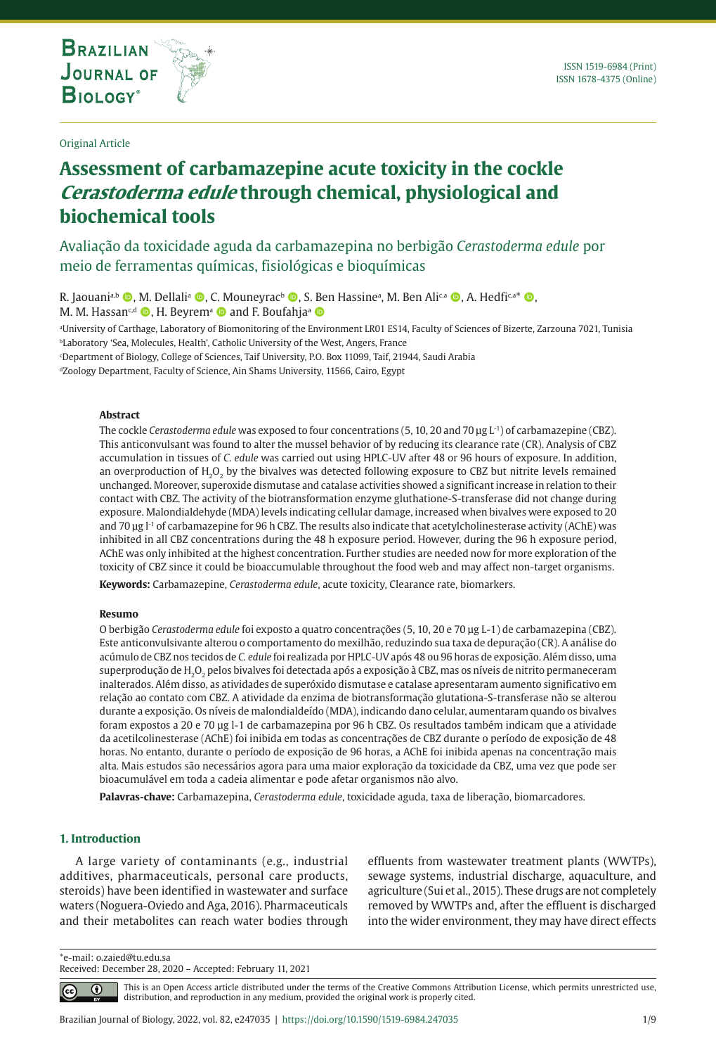Original Article

# Assessment of carbamazepine acute toxicity in the cockle *Cerastoderma edule* through chemical, physiological and biochemical tools

Avaliação da toxicidade aguda da carbamazepina no berbigão *Cerastoderma edule* por meio de ferramentas químicas, fisiológicas e bioquímicas

R. Jaouani[a,b], M. Dellali[a], C. Mouneyrac[b], S. Ben Hassine[a], M. Ben Ali[c,a], A. Hedfi[c,a]*, M. M. Hassan[c,d], H. Beyrem[a] and F. Boufahja[a]

[a]University of Carthage, Laboratory of Biomonitoring of the Environment LR01 ES14, Faculty of Sciences of Bizerte, Zarzouna 7021, Tunisia
[b]Laboratory 'Sea, Molecules, Health', Catholic University of the West, Angers, France
[c]Department of Biology, College of Sciences, Taif University, P.O. Box 11099, Taif, 21944, Saudi Arabia
[d]Zoology Department, Faculty of Science, Ain Shams University, 11566, Cairo, Egypt

**Abstract**

The cockle *Cerastoderma edule* was exposed to four concentrations (5, 10, 20 and 70 µg $L^{-1}$) of carbamazepine (CBZ). This anticonvulsant was found to alter the mussel behavior of by reducing its clearance rate (CR). Analysis of CBZ accumulation in tissues of *C. edule* was carried out using HPLC-UV after 48 or 96 hours of exposure. In addition, an overproduction of $H_2O_2$ by the bivalves was detected following exposure to CBZ but nitrite levels remained unchanged. Moreover, superoxide dismutase and catalase activities showed a significant increase in relation to their contact with CBZ. The activity of the biotransformation enzyme gluthatione-S-transferase did not change during exposure. Malondialdehyde (MDA) levels indicating cellular damage, increased when bivalves were exposed to 20 and 70 µg $l^{-1}$ of carbamazepine for 96 h CBZ. The results also indicate that acetylcholinesterase activity (AChE) was inhibited in all CBZ concentrations during the 48 h exposure period. However, during the 96 h exposure period, AChE was only inhibited at the highest concentration. Further studies are needed now for more exploration of the toxicity of CBZ since it could be bioaccumulable throughout the food web and may affect non-target organisms.

**Keywords:** Carbamazepine, *Cerastoderma edule*, acute toxicity, Clearance rate, biomarkers.

**Resumo**

O berbigão *Cerastoderma edule* foi exposto a quatro concentrações (5, 10, 20 e 70 µg L-1) de carbamazepina (CBZ). Este anticonvulsivante alterou o comportamento do mexilhão, reduzindo sua taxa de depuração (CR). A análise do acúmulo de CBZ nos tecidos de *C. edule* foi realizada por HPLC-UV após 48 ou 96 horas de exposição. Além disso, uma superprodução de $H_2O_2$ pelos bivalves foi detectada após a exposição à CBZ, mas os níveis de nitrito permaneceram inalterados. Além disso, as atividades de superóxido dismutase e catalase apresentaram aumento significativo em relação ao contato com CBZ. A atividade da enzima de biotransformação glutationa-S-transferase não se alterou durante a exposição. Os níveis de malondialdeído (MDA), indicando dano celular, aumentaram quando os bivalves foram expostos a 20 e 70 µg l-1 de carbamazepina por 96 h CBZ. Os resultados também indicam que a atividade da acetilcolinesterase (AChE) foi inibida em todas as concentrações de CBZ durante o período de exposição de 48 horas. No entanto, durante o período de exposição de 96 horas, a AChE foi inibida apenas na concentração mais alta. Mais estudos são necessários agora para uma maior exploração da toxicidade da CBZ, uma vez que pode ser bioacumulável em toda a cadeia alimentar e pode afetar organismos não alvo.

**Palavras-chave:** Carbamazepina, *Cerastoderma edule*, toxicidade aguda, taxa de liberação, biomarcadores.

## 1. Introduction

A large variety of contaminants (e.g., industrial additives, pharmaceuticals, personal care products, steroids) have been identified in wastewater and surface waters (Noguera-Oviedo and Aga, 2016). Pharmaceuticals and their metabolites can reach water bodies through effluents from wastewater treatment plants (WWTPs), sewage systems, industrial discharge, aquaculture, and agriculture (Sui et al., 2015). These drugs are not completely removed by WWTPs and, after the effluent is discharged into the wider environment, they may have direct effects

*e-mail: o.zaied@tu.edu.sa
Received: December 28, 2020 – Accepted: February 11, 2021

This is an Open Access article distributed under the terms of the Creative Commons Attribution License, which permits unrestricted use, distribution, and reproduction in any medium, provided the original work is properly cited.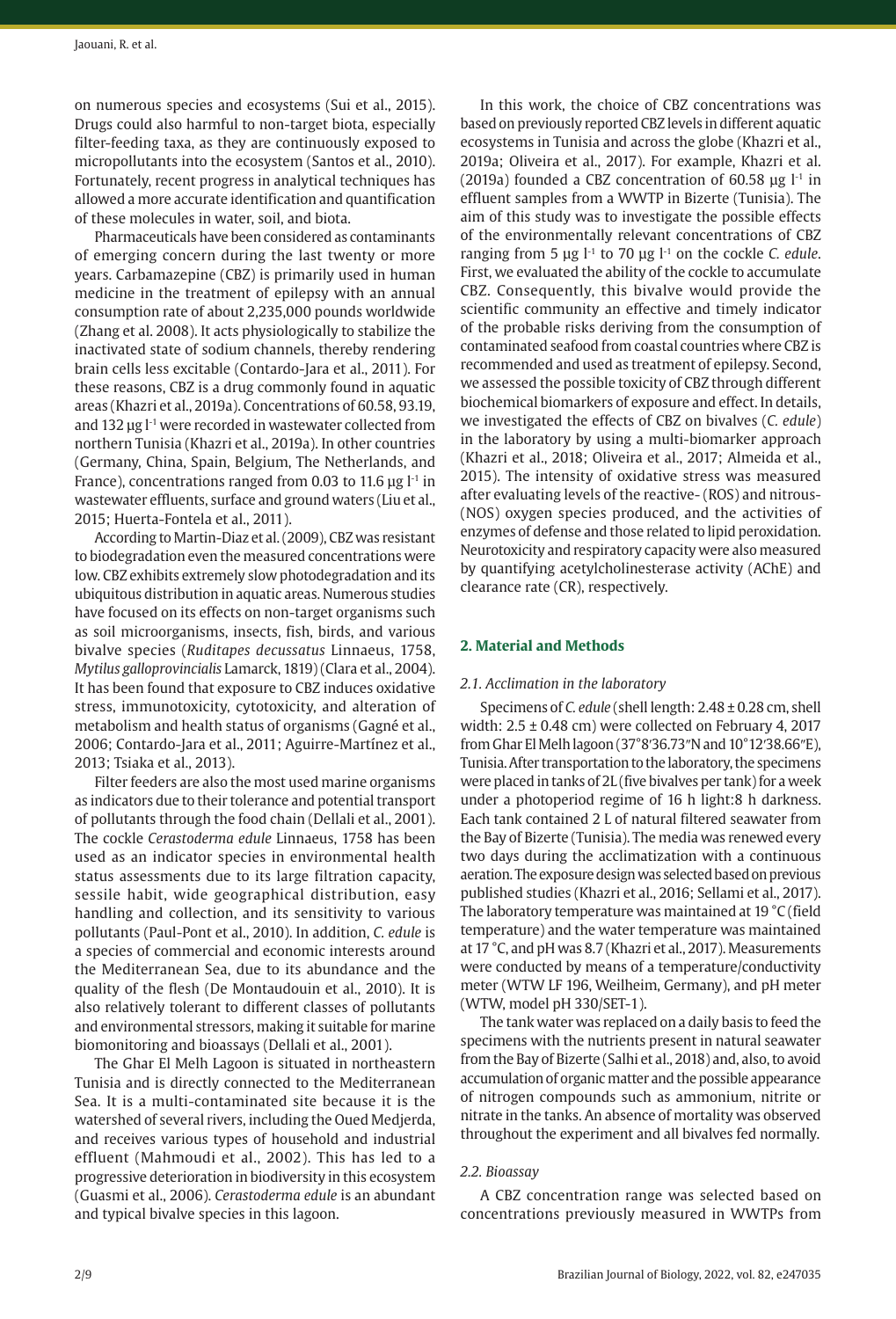on numerous species and ecosystems (Sui et al., 2015). Drugs could also harmful to non-target biota, especially filter-feeding taxa, as they are continuously exposed to micropollutants into the ecosystem (Santos et al., 2010). Fortunately, recent progress in analytical techniques has allowed a more accurate identification and quantification of these molecules in water, soil, and biota.

Pharmaceuticals have been considered as contaminants of emerging concern during the last twenty or more years. Carbamazepine (CBZ) is primarily used in human medicine in the treatment of epilepsy with an annual consumption rate of about 2,235,000 pounds worldwide (Zhang et al. 2008). It acts physiologically to stabilize the inactivated state of sodium channels, thereby rendering brain cells less excitable (Contardo-Jara et al., 2011). For these reasons, CBZ is a drug commonly found in aquatic areas (Khazri et al., 2019a). Concentrations of 60.58, 93.19, and 132 µg $l^{-1}$ were recorded in wastewater collected from northern Tunisia (Khazri et al., 2019a). In other countries (Germany, China, Spain, Belgium, The Netherlands, and France), concentrations ranged from 0.03 to 11.6 µg $l^{-1}$ in wastewater effluents, surface and ground waters (Liu et al., 2015; Huerta-Fontela et al., 2011).

According to Martin-Diaz et al. (2009), CBZ was resistant to biodegradation even the measured concentrations were low. CBZ exhibits extremely slow photodegradation and its ubiquitous distribution in aquatic areas. Numerous studies have focused on its effects on non-target organisms such as soil microorganisms, insects, fish, birds, and various bivalve species (*Ruditapes decussatus* Linnaeus, 1758, *Mytilus galloprovincialis* Lamarck, 1819) (Clara et al., 2004). It has been found that exposure to CBZ induces oxidative stress, immunotoxicity, cytotoxicity, and alteration of metabolism and health status of organisms (Gagné et al., 2006; Contardo-Jara et al., 2011; Aguirre-Martínez et al., 2013; Tsiaka et al., 2013).

Filter feeders are also the most used marine organisms as indicators due to their tolerance and potential transport of pollutants through the food chain (Dellali et al., 2001). The cockle *Cerastoderma edule* Linnaeus, 1758 has been used as an indicator species in environmental health status assessments due to its large filtration capacity, sessile habit, wide geographical distribution, easy handling and collection, and its sensitivity to various pollutants (Paul-Pont et al., 2010). In addition, *C. edule* is a species of commercial and economic interests around the Mediterranean Sea, due to its abundance and the quality of the flesh (De Montaudouin et al., 2010). It is also relatively tolerant to different classes of pollutants and environmental stressors, making it suitable for marine biomonitoring and bioassays (Dellali et al., 2001).

The Ghar El Melh Lagoon is situated in northeastern Tunisia and is directly connected to the Mediterranean Sea. It is a multi-contaminated site because it is the watershed of several rivers, including the Oued Medjerda, and receives various types of household and industrial effluent (Mahmoudi et al., 2002). This has led to a progressive deterioration in biodiversity in this ecosystem (Guasmi et al., 2006). *Cerastoderma edule* is an abundant and typical bivalve species in this lagoon.

In this work, the choice of CBZ concentrations was based on previously reported CBZ levels in different aquatic ecosystems in Tunisia and across the globe (Khazri et al., 2019a; Oliveira et al., 2017). For example, Khazri et al. (2019a) founded a CBZ concentration of 60.58 µg $l^{-1}$ in effluent samples from a WWTP in Bizerte (Tunisia). The aim of this study was to investigate the possible effects of the environmentally relevant concentrations of CBZ ranging from 5 µg $l^{-1}$ to 70 µg $l^{-1}$ on the cockle *C. edule*. First, we evaluated the ability of the cockle to accumulate CBZ. Consequently, this bivalve would provide the scientific community an effective and timely indicator of the probable risks deriving from the consumption of contaminated seafood from coastal countries where CBZ is recommended and used as treatment of epilepsy. Second, we assessed the possible toxicity of CBZ through different biochemical biomarkers of exposure and effect. In details, we investigated the effects of CBZ on bivalves (*C. edule*) in the laboratory by using a multi-biomarker approach (Khazri et al., 2018; Oliveira et al., 2017; Almeida et al., 2015). The intensity of oxidative stress was measured after evaluating levels of the reactive- (ROS) and nitrous- (NOS) oxygen species produced, and the activities of enzymes of defense and those related to lipid peroxidation. Neurotoxicity and respiratory capacity were also measured by quantifying acetylcholinesterase activity (AChE) and clearance rate (CR), respectively.

## 2. Material and Methods

### 2.1. Acclimation in the laboratory

Specimens of *C. edule* (shell length: 2.48 ± 0.28 cm, shell width: 2.5 ± 0.48 cm) were collected on February 4, 2017 from Ghar El Melh lagoon (37°8′36.73″N and 10°12′38.66″E), Tunisia. After transportation to the laboratory, the specimens were placed in tanks of 2L (five bivalves per tank) for a week under a photoperiod regime of 16 h light:8 h darkness. Each tank contained 2 L of natural filtered seawater from the Bay of Bizerte (Tunisia). The media was renewed every two days during the acclimatization with a continuous aeration. The exposure design was selected based on previous published studies (Khazri et al., 2016; Sellami et al., 2017). The laboratory temperature was maintained at 19 °C (field temperature) and the water temperature was maintained at 17 °C, and pH was 8.7 (Khazri et al., 2017). Measurements were conducted by means of a temperature/conductivity meter (WTW LF 196, Weilheim, Germany), and pH meter (WTW, model pH 330/SET-1).

The tank water was replaced on a daily basis to feed the specimens with the nutrients present in natural seawater from the Bay of Bizerte (Salhi et al., 2018) and, also, to avoid accumulation of organic matter and the possible appearance of nitrogen compounds such as ammonium, nitrite or nitrate in the tanks. An absence of mortality was observed throughout the experiment and all bivalves fed normally.

### 2.2. Bioassay

A CBZ concentration range was selected based on concentrations previously measured in WWTPs from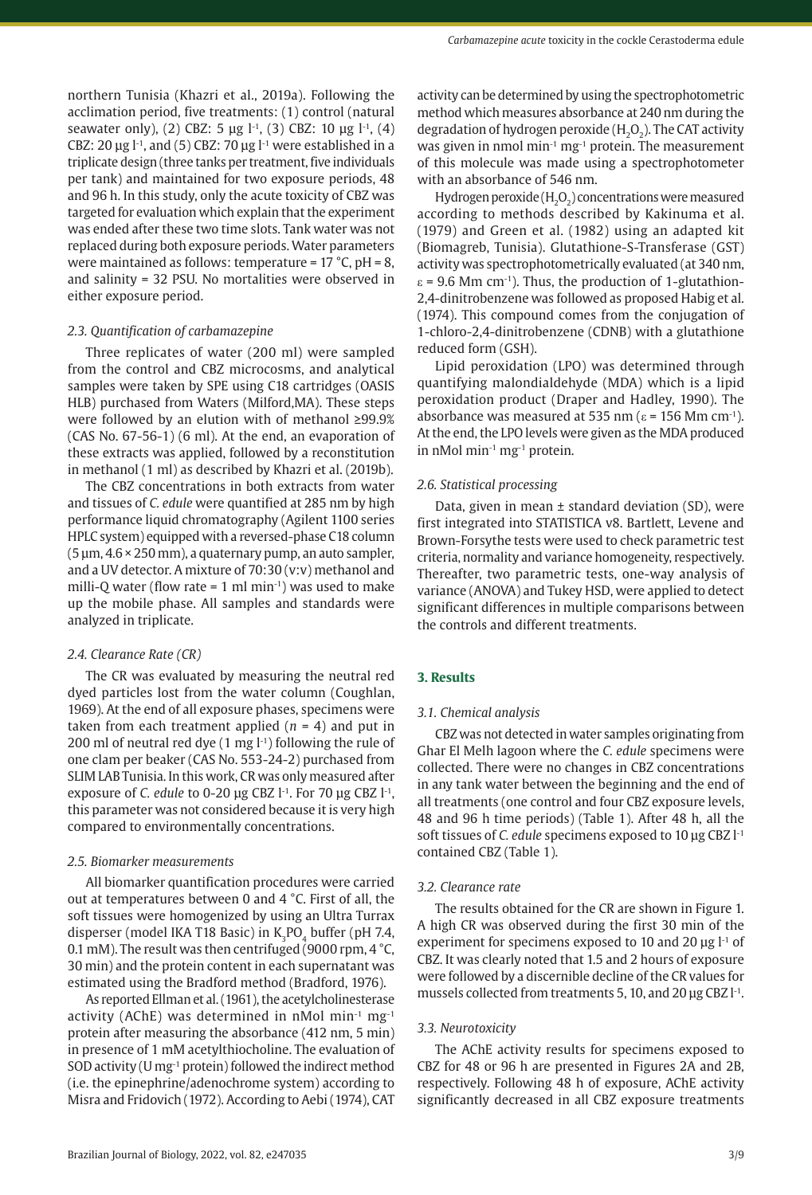northern Tunisia (Khazri et al., 2019a). Following the acclimation period, five treatments: (1) control (natural seawater only), (2) CBZ: 5 µg $l^{-1}$, (3) CBZ: 10 µg $l^{-1}$, (4) CBZ: 20 µg $l^{-1}$, and (5) CBZ: 70 µg $l^{-1}$ were established in a triplicate design (three tanks per treatment, five individuals per tank) and maintained for two exposure periods, 48 and 96 h. In this study, only the acute toxicity of CBZ was targeted for evaluation which explain that the experiment was ended after these two time slots. Tank water was not replaced during both exposure periods. Water parameters were maintained as follows: temperature = 17 °C, pH = 8, and salinity = 32 PSU. No mortalities were observed in either exposure period.

### 2.3. Quantification of carbamazepine

Three replicates of water (200 ml) were sampled from the control and CBZ microcosms, and analytical samples were taken by SPE using C18 cartridges (OASIS HLB) purchased from Waters (Milford,MA). These steps were followed by an elution with of methanol ≥99.9% (CAS No. 67-56-1) (6 ml). At the end, an evaporation of these extracts was applied, followed by a reconstitution in methanol (1 ml) as described by Khazri et al. (2019b).

The CBZ concentrations in both extracts from water and tissues of *C. edule* were quantified at 285 nm by high performance liquid chromatography (Agilent 1100 series HPLC system) equipped with a reversed-phase C18 column (5 µm, 4.6 × 250 mm), a quaternary pump, an auto sampler, and a UV detector. A mixture of 70:30 (v:v) methanol and milli-Q water (flow rate = 1 ml $min^{-1}$) was used to make up the mobile phase. All samples and standards were analyzed in triplicate.

### 2.4. Clearance Rate (CR)

The CR was evaluated by measuring the neutral red dyed particles lost from the water column (Coughlan, 1969). At the end of all exposure phases, specimens were taken from each treatment applied ($n$ = 4) and put in 200 ml of neutral red dye (1 mg $l^{-1}$) following the rule of one clam per beaker (CAS No. 553-24-2) purchased from SLIM LAB Tunisia. In this work, CR was only measured after exposure of *C. edule* to 0-20 µg CBZ $l^{-1}$. For 70 µg CBZ $l^{-1}$, this parameter was not considered because it is very high compared to environmentally concentrations.

### 2.5. Biomarker measurements

All biomarker quantification procedures were carried out at temperatures between 0 and 4 °C. First of all, the soft tissues were homogenized by using an Ultra Turrax disperser (model IKA T18 Basic) in $K_3PO_4$ buffer (pH 7.4, 0.1 mM). The result was then centrifuged (9000 rpm, 4 °C, 30 min) and the protein content in each supernatant was estimated using the Bradford method (Bradford, 1976).

As reported Ellman et al. (1961), the acetylcholinesterase activity (AChE) was determined in nMol $min^{-1}$ $mg^{-1}$ protein after measuring the absorbance (412 nm, 5 min) in presence of 1 mM acetylthiocholine. The evaluation of SOD activity (U $mg^{-1}$ protein) followed the indirect method (i.e. the epinephrine/adenochrome system) according to Misra and Fridovich (1972). According to Aebi (1974), CAT activity can be determined by using the spectrophotometric method which measures absorbance at 240 nm during the degradation of hydrogen peroxide ($H_2O_2$). The CAT activity was given in nmol $min^{-1}$ $mg^{-1}$ protein. The measurement of this molecule was made using a spectrophotometer with an absorbance of 546 nm.

Hydrogen peroxide ($H_2O_2$) concentrations were measured according to methods described by Kakinuma et al. (1979) and Green et al. (1982) using an adapted kit (Biomagreb, Tunisia). Glutathione-S-Transferase (GST) activity was spectrophotometrically evaluated (at 340 nm, $\varepsilon$ = 9.6 Mm $cm^{-1}$). Thus, the production of 1-glutathion-2,4-dinitrobenzene was followed as proposed Habig et al. (1974). This compound comes from the conjugation of 1-chloro-2,4-dinitrobenzene (CDNB) with a glutathione reduced form (GSH).

Lipid peroxidation (LPO) was determined through quantifying malondialdehyde (MDA) which is a lipid peroxidation product (Draper and Hadley, 1990). The absorbance was measured at 535 nm ($\varepsilon$ = 156 Mm $cm^{-1}$). At the end, the LPO levels were given as the MDA produced in nMol $min^{-1}$ $mg^{-1}$ protein.

### 2.6. Statistical processing

Data, given in mean ± standard deviation (SD), were first integrated into STATISTICA v8. Bartlett, Levene and Brown-Forsythe tests were used to check parametric test criteria, normality and variance homogeneity, respectively. Thereafter, two parametric tests, one-way analysis of variance (ANOVA) and Tukey HSD, were applied to detect significant differences in multiple comparisons between the controls and different treatments.

## 3. Results

### 3.1. Chemical analysis

CBZ was not detected in water samples originating from Ghar El Melh lagoon where the *C. edule* specimens were collected. There were no changes in CBZ concentrations in any tank water between the beginning and the end of all treatments (one control and four CBZ exposure levels, 48 and 96 h time periods) (Table 1). After 48 h, all the soft tissues of *C. edule* specimens exposed to 10 µg CBZ $l^{-1}$ contained CBZ (Table 1).

### 3.2. Clearance rate

The results obtained for the CR are shown in Figure 1. A high CR was observed during the first 30 min of the experiment for specimens exposed to 10 and 20 µg $l^{-1}$ of CBZ. It was clearly noted that 1.5 and 2 hours of exposure were followed by a discernible decline of the CR values for mussels collected from treatments 5, 10, and 20 µg CBZ $l^{-1}$.

### 3.3. Neurotoxicity

The AChE activity results for specimens exposed to CBZ for 48 or 96 h are presented in Figures 2A and 2B, respectively. Following 48 h of exposure, AChE activity significantly decreased in all CBZ exposure treatments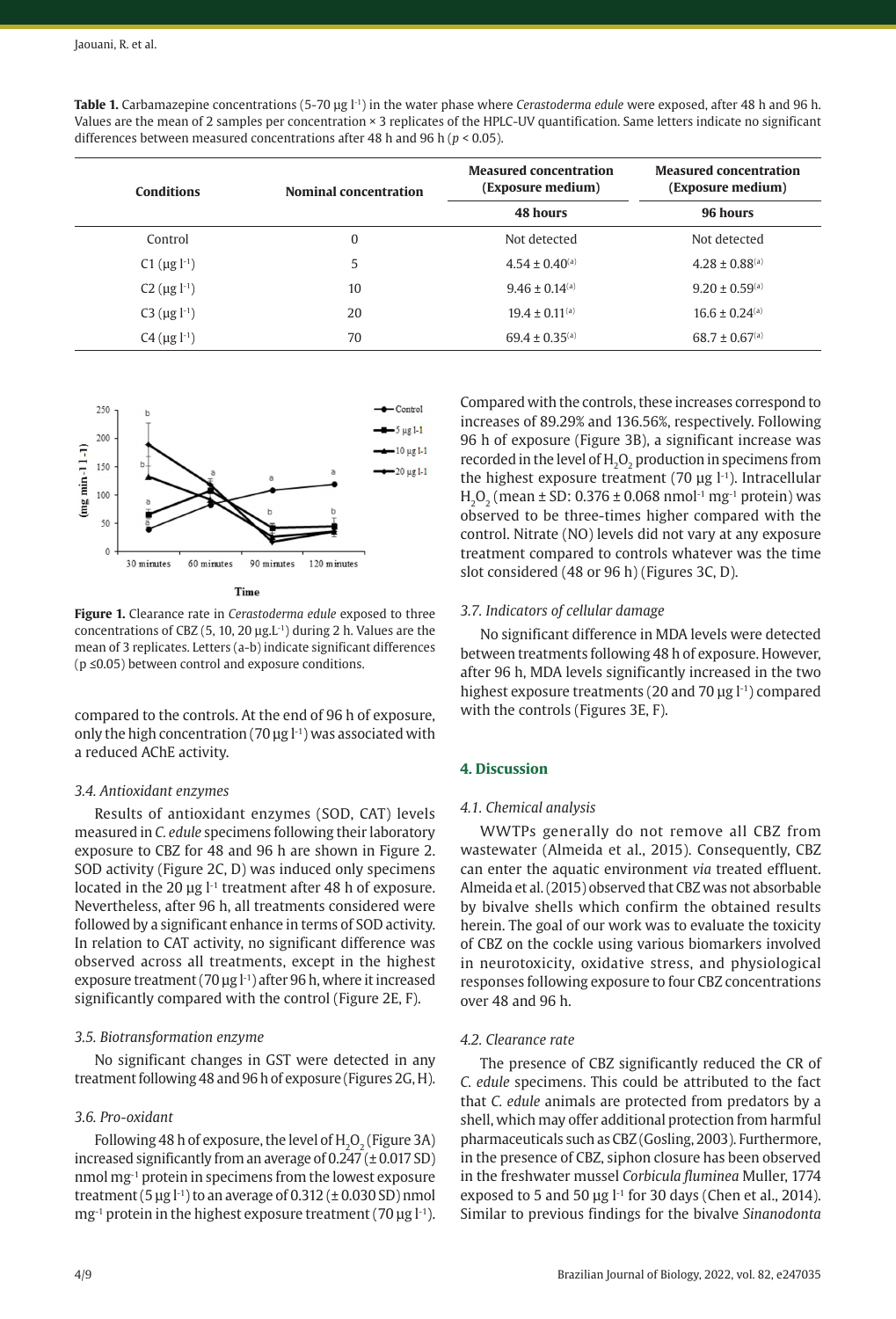**Table 1.** Carbamazepine concentrations (5-70 μg $l^{-1}$) in the water phase where *Cerastoderma edule* were exposed, after 48 h and 96 h. Values are the mean of 2 samples per concentration × 3 replicates of the HPLC-UV quantification. Same letters indicate no significant differences between measured concentrations after 48 h and 96 h ($p < 0.05$).

| Conditions | Nominal concentration | Measured concentration (Exposure medium) | Measured concentration (Exposure medium) |
|---|---|---|---|
| | | 48 hours | 96 hours |
| Control | 0 | Not detected | Not detected |
| C1 (μg $l^{-1}$) | 5 | 4.54 ± 0.40[(a)] | 4.28 ± 0.88[(a)] |
| C2 (μg $l^{-1}$) | 10 | 9.46 ± 0.14[(a)] | 9.20 ± 0.59[(a)] |
| C3 (μg $l^{-1}$) | 20 | 19.4 ± 0.11[(a)] | 16.6 ± 0.24[(a)] |
| C4 (μg $l^{-1}$) | 70 | 69.4 ± 0.35[(a)] | 68.7 ± 0.67[(a)] |

**Figure 1.** Clearance rate in *Cerastoderma edule* exposed to three concentrations of CBZ (5, 10, 20 μg.$L^{-1}$) during 2 h. Values are the mean of 3 replicates. Letters (a-b) indicate significant differences ($p \leq 0.05$) between control and exposure conditions.

compared to the controls. At the end of 96 h of exposure, only the high concentration (70 μg $l^{-1}$) was associated with a reduced AChE activity.

### 3.4. Antioxidant enzymes

Results of antioxidant enzymes (SOD, CAT) levels measured in *C. edule* specimens following their laboratory exposure to CBZ for 48 and 96 h are shown in Figure 2. SOD activity (Figure 2C, D) was induced only specimens located in the 20 μg $l^{-1}$ treatment after 48 h of exposure. Nevertheless, after 96 h, all treatments considered were followed by a significant enhance in terms of SOD activity. In relation to CAT activity, no significant difference was observed across all treatments, except in the highest exposure treatment (70 μg $l^{-1}$) after 96 h, where it increased significantly compared with the control (Figure 2E, F).

### 3.5. Biotransformation enzyme

No significant changes in GST were detected in any treatment following 48 and 96 h of exposure (Figures 2G, H).

### 3.6. Pro-oxidant

Following 48 h of exposure, the level of $H_2O_2$ (Figure 3A) increased significantly from an average of 0.247 (± 0.017 SD) nmol $mg^{-1}$ protein in specimens from the lowest exposure treatment (5 μg $l^{-1}$) to an average of 0.312 (± 0.030 SD) nmol $mg^{-1}$ protein in the highest exposure treatment (70 μg $l^{-1}$). Compared with the controls, these increases correspond to increases of 89.29% and 136.56%, respectively. Following 96 h of exposure (Figure 3B), a significant increase was recorded in the level of $H_2O_2$ production in specimens from the highest exposure treatment (70 μg $l^{-1}$). Intracellular $H_2O_2$ (mean ± SD: 0.376 ± 0.068 $nmol^{-1}$ $mg^{-1}$ protein) was observed to be three-times higher compared with the control. Nitrate (NO) levels did not vary at any exposure treatment compared to controls whatever was the time slot considered (48 or 96 h) (Figures 3C, D).

### 3.7. Indicators of cellular damage

No significant difference in MDA levels were detected between treatments following 48 h of exposure. However, after 96 h, MDA levels significantly increased in the two highest exposure treatments (20 and 70 μg $l^{-1}$) compared with the controls (Figures 3E, F).

## 4. Discussion

### 4.1. Chemical analysis

WWTPs generally do not remove all CBZ from wastewater (Almeida et al., 2015). Consequently, CBZ can enter the aquatic environment *via* treated effluent. Almeida et al. (2015) observed that CBZ was not absorbable by bivalve shells which confirm the obtained results herein. The goal of our work was to evaluate the toxicity of CBZ on the cockle using various biomarkers involved in neurotoxicity, oxidative stress, and physiological responses following exposure to four CBZ concentrations over 48 and 96 h.

### 4.2. Clearance rate

The presence of CBZ significantly reduced the CR of *C. edule* specimens. This could be attributed to the fact that *C. edule* animals are protected from predators by a shell, which may offer additional protection from harmful pharmaceuticals such as CBZ (Gosling, 2003). Furthermore, in the presence of CBZ, siphon closure has been observed in the freshwater mussel *Corbicula fluminea* Muller, 1774 exposed to 5 and 50 μg $l^{-1}$ for 30 days (Chen et al., 2014). Similar to previous findings for the bivalve *Sinanodonta*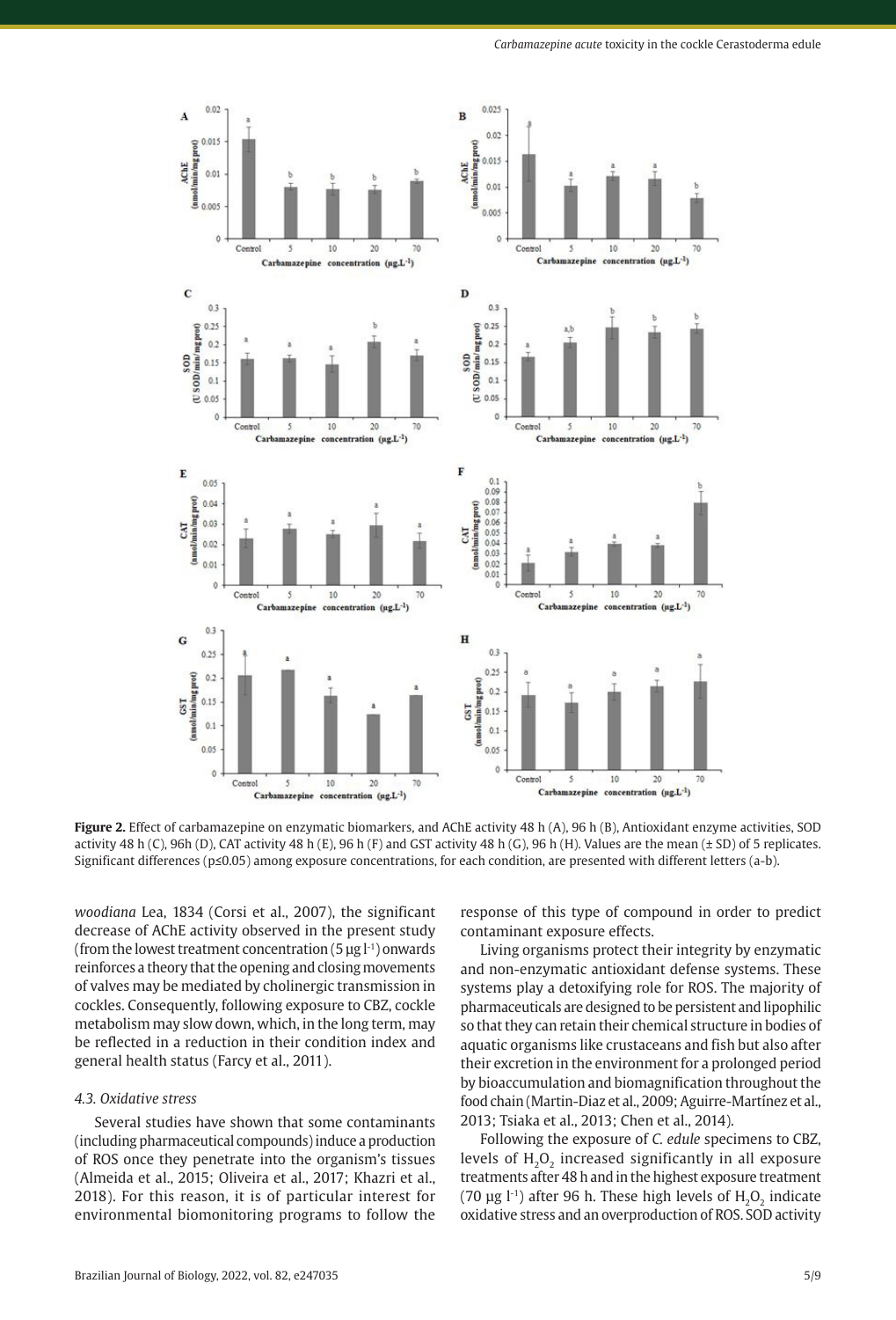**Figure 2.** Effect of carbamazepine on enzymatic biomarkers, and AChE activity 48 h (A), 96 h (B), Antioxidant enzyme activities, SOD activity 48 h (C), 96h (D), CAT activity 48 h (E), 96 h (F) and GST activity 48 h (G), 96 h (H). Values are the mean (± SD) of 5 replicates. Significant differences (p≤0.05) among exposure concentrations, for each condition, are presented with different letters (a-b).

*woodiana* Lea, 1834 (Corsi et al., 2007), the significant decrease of AChE activity observed in the present study (from the lowest treatment concentration (5 µg $l^{-1}$) onwards reinforces a theory that the opening and closing movements of valves may be mediated by cholinergic transmission in cockles. Consequently, following exposure to CBZ, cockle metabolism may slow down, which, in the long term, may be reflected in a reduction in their condition index and general health status (Farcy et al., 2011).

### *4.3. Oxidative stress*

Several studies have shown that some contaminants (including pharmaceutical compounds) induce a production of ROS once they penetrate into the organism's tissues (Almeida et al., 2015; Oliveira et al., 2017; Khazri et al., 2018). For this reason, it is of particular interest for environmental biomonitoring programs to follow the response of this type of compound in order to predict contaminant exposure effects.

Living organisms protect their integrity by enzymatic and non-enzymatic antioxidant defense systems. These systems play a detoxifying role for ROS. The majority of pharmaceuticals are designed to be persistent and lipophilic so that they can retain their chemical structure in bodies of aquatic organisms like crustaceans and fish but also after their excretion in the environment for a prolonged period by bioaccumulation and biomagnification throughout the food chain (Martin-Diaz et al., 2009; Aguirre-Martínez et al., 2013; Tsiaka et al., 2013; Chen et al., 2014).

Following the exposure of *C. edule* specimens to CBZ, levels of $H_2O_2$ increased significantly in all exposure treatments after 48 h and in the highest exposure treatment (70 µg $l^{-1}$) after 96 h. These high levels of $H_2O_2$ indicate oxidative stress and an overproduction of ROS. SOD activity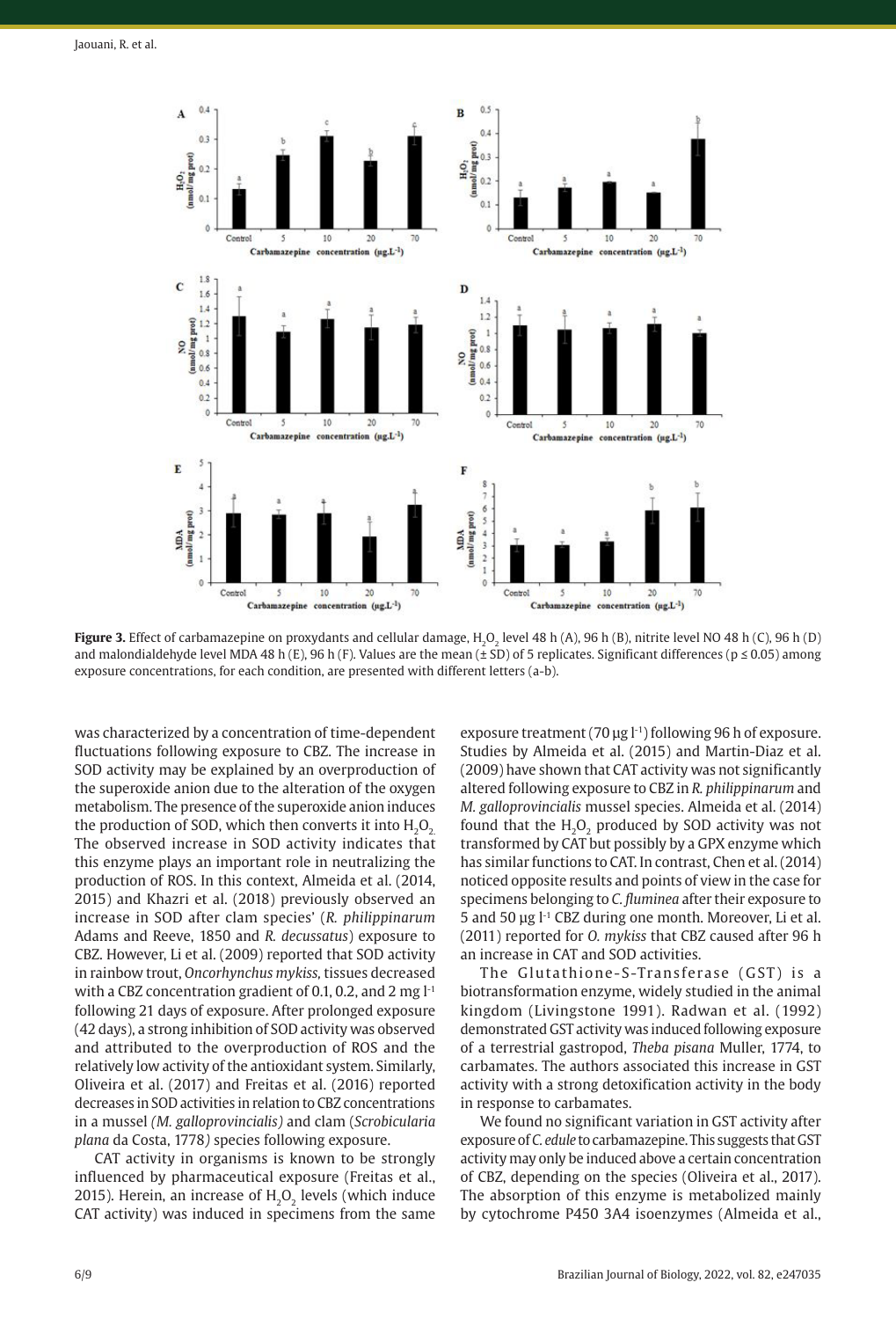**Figure 3.** Effect of carbamazepine on proxydants and cellular damage, $H_2O_2$ level 48 h (A), 96 h (B), nitrite level NO 48 h (C), 96 h (D) and malondialdehyde level MDA 48 h (E), 96 h (F). Values are the mean (± SD) of 5 replicates. Significant differences ($p \leq 0.05$) among exposure concentrations, for each condition, are presented with different letters (a-b).

was characterized by a concentration of time-dependent fluctuations following exposure to CBZ. The increase in SOD activity may be explained by an overproduction of the superoxide anion due to the alteration of the oxygen metabolism. The presence of the superoxide anion induces the production of SOD, which then converts it into $H_2O_2$. The observed increase in SOD activity indicates that this enzyme plays an important role in neutralizing the production of ROS. In this context, Almeida et al. (2014, 2015) and Khazri et al. (2018) previously observed an increase in SOD after clam species' (*R. philippinarum* Adams and Reeve, 1850 and *R. decussatus*) exposure to CBZ. However, Li et al. (2009) reported that SOD activity in rainbow trout, *Oncorhynchus mykiss*, tissues decreased with a CBZ concentration gradient of 0.1, 0.2, and 2 mg $l^{-1}$ following 21 days of exposure. After prolonged exposure (42 days), a strong inhibition of SOD activity was observed and attributed to the overproduction of ROS and the relatively low activity of the antioxidant system. Similarly, Oliveira et al. (2017) and Freitas et al. (2016) reported decreases in SOD activities in relation to CBZ concentrations in a mussel *(M. galloprovincialis)* and clam (*Scrobicularia plana* da Costa, 1778*)* species following exposure.

CAT activity in organisms is known to be strongly influenced by pharmaceutical exposure (Freitas et al., 2015). Herein, an increase of $H_2O_2$ levels (which induce CAT activity) was induced in specimens from the same exposure treatment (70 µg $l^{-1}$) following 96 h of exposure. Studies by Almeida et al. (2015) and Martin-Diaz et al. (2009) have shown that CAT activity was not significantly altered following exposure to CBZ in *R. philippinarum* and *M. galloprovincialis* mussel species. Almeida et al. (2014) found that the $H_2O_2$ produced by SOD activity was not transformed by CAT but possibly by a GPX enzyme which has similar functions to CAT. In contrast, Chen et al. (2014) noticed opposite results and points of view in the case for specimens belonging to *C. fluminea* after their exposure to 5 and 50 µg $l^{-1}$ CBZ during one month. Moreover, Li et al. (2011) reported for *O. mykiss* that CBZ caused after 96 h an increase in CAT and SOD activities.

The Glutathione-S-Transferase (GST) is a biotransformation enzyme, widely studied in the animal kingdom (Livingstone 1991). Radwan et al. (1992) demonstrated GST activity was induced following exposure of a terrestrial gastropod, *Theba pisana* Muller, 1774, to carbamates. The authors associated this increase in GST activity with a strong detoxification activity in the body in response to carbamates.

We found no significant variation in GST activity after exposure of *C. edule* to carbamazepine. This suggests that GST activity may only be induced above a certain concentration of CBZ, depending on the species (Oliveira et al., 2017). The absorption of this enzyme is metabolized mainly by cytochrome P450 3A4 isoenzymes (Almeida et al.,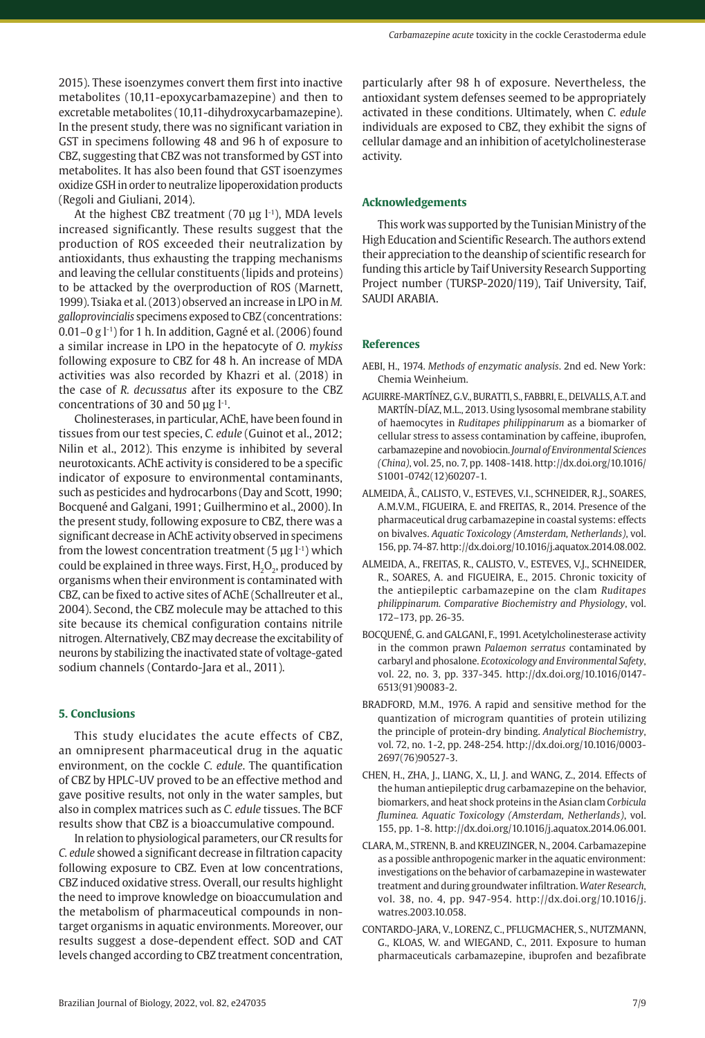2015). These isoenzymes convert them first into inactive metabolites (10,11-epoxycarbamazepine) and then to excretable metabolites (10,11-dihydroxycarbamazepine). In the present study, there was no significant variation in GST in specimens following 48 and 96 h of exposure to CBZ, suggesting that CBZ was not transformed by GST into metabolites. It has also been found that GST isoenzymes oxidize GSH in order to neutralize lipoperoxidation products (Regoli and Giuliani, 2014).

At the highest CBZ treatment (70 µg $l^{-1}$), MDA levels increased significantly. These results suggest that the production of ROS exceeded their neutralization by antioxidants, thus exhausting the trapping mechanisms and leaving the cellular constituents (lipids and proteins) to be attacked by the overproduction of ROS (Marnett, 1999). Tsiaka et al. (2013) observed an increase in LPO in *M. galloprovincialis* specimens exposed to CBZ (concentrations: 0.01–0 g $l^{-1}$) for 1 h. In addition, Gagné et al. (2006) found a similar increase in LPO in the hepatocyte of *O. mykiss* following exposure to CBZ for 48 h. An increase of MDA activities was also recorded by Khazri et al. (2018) in the case of *R. decussatus* after its exposure to the CBZ concentrations of 30 and 50 µg $l^{-1}$.

Cholinesterases, in particular, AChE, have been found in tissues from our test species, *C. edule* (Guinot et al., 2012; Nilin et al., 2012). This enzyme is inhibited by several neurotoxicants. AChE activity is considered to be a specific indicator of exposure to environmental contaminants, such as pesticides and hydrocarbons (Day and Scott, 1990; Bocquené and Galgani, 1991; Guilhermino et al., 2000). In the present study, following exposure to CBZ, there was a significant decrease in AChE activity observed in specimens from the lowest concentration treatment (5 µg $l^{-1}$) which could be explained in three ways. First, $H_2O_2$, produced by organisms when their environment is contaminated with CBZ, can be fixed to active sites of AChE (Schallreuter et al., 2004). Second, the CBZ molecule may be attached to this site because its chemical configuration contains nitrile nitrogen. Alternatively, CBZ may decrease the excitability of neurons by stabilizing the inactivated state of voltage-gated sodium channels (Contardo-Jara et al., 2011).

## 5. Conclusions

This study elucidates the acute effects of CBZ, an omnipresent pharmaceutical drug in the aquatic environment, on the cockle *C. edule*. The quantification of CBZ by HPLC-UV proved to be an effective method and gave positive results, not only in the water samples, but also in complex matrices such as *C. edule* tissues. The BCF results show that CBZ is a bioaccumulative compound.

In relation to physiological parameters, our CR results for *C. edule* showed a significant decrease in filtration capacity following exposure to CBZ. Even at low concentrations, CBZ induced oxidative stress. Overall, our results highlight the need to improve knowledge on bioaccumulation and the metabolism of pharmaceutical compounds in non-target organisms in aquatic environments. Moreover, our results suggest a dose-dependent effect. SOD and CAT levels changed according to CBZ treatment concentration, particularly after 98 h of exposure. Nevertheless, the antioxidant system defenses seemed to be appropriately activated in these conditions. Ultimately, when *C. edule* individuals are exposed to CBZ, they exhibit the signs of cellular damage and an inhibition of acetylcholinesterase activity.

## Acknowledgements

This work was supported by the Tunisian Ministry of the High Education and Scientific Research. The authors extend their appreciation to the deanship of scientific research for funding this article by Taif University Research Supporting Project number (TURSP-2020/119), Taif University, Taif, SAUDI ARABIA.

## References

AEBI, H., 1974. *Methods of enzymatic analysis*. 2nd ed. New York: Chemia Weinheium.

AGUIRRE-MARTÍNEZ, G.V., BURATTI, S., FABBRI, E., DELVALLS, A.T. and MARTÍN-DÍAZ, M.L., 2013. Using lysosomal membrane stability of haemocytes in *Ruditapes philippinarum* as a biomarker of cellular stress to assess contamination by caffeine, ibuprofen, carbamazepine and novobiocin. *Journal of Environmental Sciences (China)*, vol. 25, no. 7, pp. 1408-1418. http://dx.doi.org/10.1016/S1001-0742(12)60207-1.

ALMEIDA, Â., CALISTO, V., ESTEVES, V.I., SCHNEIDER, R.J., SOARES, A.M.V.M., FIGUEIRA, E. and FREITAS, R., 2014. Presence of the pharmaceutical drug carbamazepine in coastal systems: effects on bivalves. *Aquatic Toxicology (Amsterdam, Netherlands)*, vol. 156, pp. 74-87. http://dx.doi.org/10.1016/j.aquatox.2014.08.002.

ALMEIDA, A., FREITAS, R., CALISTO, V., ESTEVES, V.J., SCHNEIDER, R., SOARES, A. and FIGUEIRA, E., 2015. Chronic toxicity of the antiepileptic carbamazepine on the clam *Ruditapes philippinarum*. *Comparative Biochemistry and Physiology*, vol. 172–173, pp. 26-35.

BOCQUENÉ, G. and GALGANI, F., 1991. Acetylcholinesterase activity in the common prawn *Palaemon serratus* contaminated by carbaryl and phosalone. *Ecotoxicology and Environmental Safety*, vol. 22, no. 3, pp. 337-345. http://dx.doi.org/10.1016/0147-6513(91)90083-2.

BRADFORD, M.M., 1976. A rapid and sensitive method for the quantization of microgram quantities of protein utilizing the principle of protein-dry binding. *Analytical Biochemistry*, vol. 72, no. 1-2, pp. 248-254. http://dx.doi.org/10.1016/0003-2697(76)90527-3.

CHEN, H., ZHA, J., LIANG, X., LI, J. and WANG, Z., 2014. Effects of the human antiepileptic drug carbamazepine on the behavior, biomarkers, and heat shock proteins in the Asian clam *Corbicula fluminea*. *Aquatic Toxicology (Amsterdam, Netherlands)*, vol. 155, pp. 1-8. http://dx.doi.org/10.1016/j.aquatox.2014.06.001.

CLARA, M., STRENN, B. and KREUZINGER, N., 2004. Carbamazepine as a possible anthropogenic marker in the aquatic environment: investigations on the behavior of carbamazepine in wastewater treatment and during groundwater infiltration. *Water Research*, vol. 38, no. 4, pp. 947-954. http://dx.doi.org/10.1016/j.watres.2003.10.058.

CONTARDO-JARA, V., LORENZ, C., PFLUGMACHER, S., NUTZMANN, G., KLOAS, W. and WIEGAND, C., 2011. Exposure to human pharmaceuticals carbamazepine, ibuprofen and bezafibrate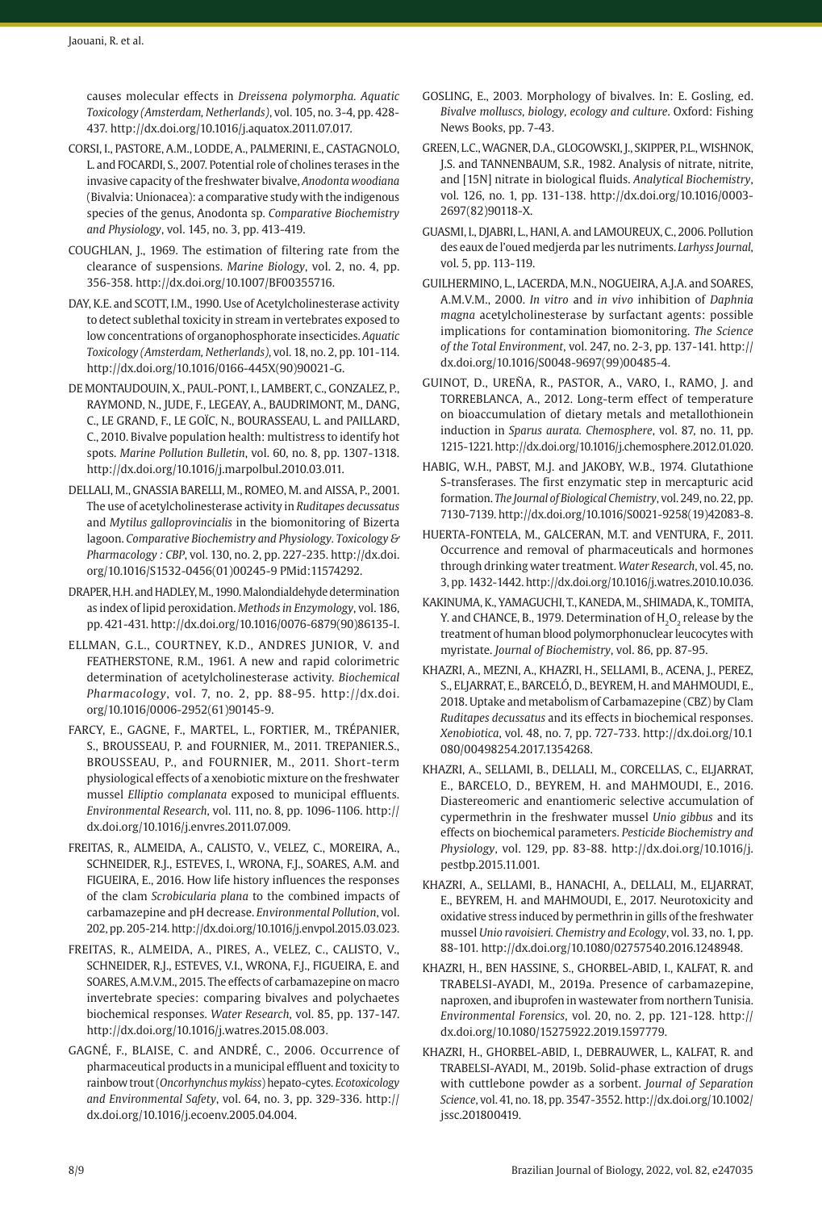causes molecular effects in *Dreissena polymorpha. Aquatic Toxicology (Amsterdam, Netherlands)*, vol. 105, no. 3-4, pp. 428-437. http://dx.doi.org/10.1016/j.aquatox.2011.07.017.

CORSI, I., PASTORE, A.M., LODDE, A., PALMERINI, E., CASTAGNOLO, L. and FOCARDI, S., 2007. Potential role of cholines terases in the invasive capacity of the freshwater bivalve, *Anodonta woodiana* (Bivalvia: Unionacea): a comparative study with the indigenous species of the genus, Anodonta sp. *Comparative Biochemistry and Physiology*, vol. 145, no. 3, pp. 413-419.

COUGHLAN, J., 1969. The estimation of filtering rate from the clearance of suspensions. *Marine Biology*, vol. 2, no. 4, pp. 356-358. http://dx.doi.org/10.1007/BF00355716.

DAY, K.E. and SCOTT, I.M., 1990. Use of Acetylcholinesterase activity to detect sublethal toxicity in stream in vertebrates exposed to low concentrations of organophosphorate insecticides. *Aquatic Toxicology (Amsterdam, Netherlands)*, vol. 18, no. 2, pp. 101-114. http://dx.doi.org/10.1016/0166-445X(90)90021-G.

DE MONTAUDOUIN, X., PAUL-PONT, I., LAMBERT, C., GONZALEZ, P., RAYMOND, N., JUDE, F., LEGEAY, A., BAUDRIMONT, M., DANG, C., LE GRAND, F., LE GOÏC, N., BOURASSEAU, L. and PAILLARD, C., 2010. Bivalve population health: multistress to identify hot spots. *Marine Pollution Bulletin*, vol. 60, no. 8, pp. 1307-1318. http://dx.doi.org/10.1016/j.marpolbul.2010.03.011.

DELLALI, M., GNASSIA BARELLI, M., ROMEO, M. and AISSA, P., 2001. The use of acetylcholinesterase activity in *Ruditapes decussatus* and *Mytilus galloprovincialis* in the biomonitoring of Bizerta lagoon. *Comparative Biochemistry and Physiology. Toxicology & Pharmacology : CBP*, vol. 130, no. 2, pp. 227-235. http://dx.doi.org/10.1016/S1532-0456(01)00245-9 PMid:11574292.

DRAPER, H.H. and HADLEY, M., 1990. Malondialdehyde determination as index of lipid peroxidation. *Methods in Enzymology*, vol. 186, pp. 421-431. http://dx.doi.org/10.1016/0076-6879(90)86135-I.

ELLMAN, G.L., COURTNEY, K.D., ANDRES JUNIOR, V. and FEATHERSTONE, R.M., 1961. A new and rapid colorimetric determination of acetylcholinesterase activity. *Biochemical Pharmacology*, vol. 7, no. 2, pp. 88-95. http://dx.doi.org/10.1016/0006-2952(61)90145-9.

FARCY, E., GAGNE, F., MARTEL, L., FORTIER, M., TRÉPANIER, S., BROUSSEAU, P. and FOURNIER, M., 2011. TREPANIER.S., BROUSSEAU, P., and FOURNIER, M., 2011. Short-term physiological effects of a xenobiotic mixture on the freshwater mussel *Elliptio complanata* exposed to municipal effluents. *Environmental Research*, vol. 111, no. 8, pp. 1096-1106. http://dx.doi.org/10.1016/j.envres.2011.07.009.

FREITAS, R., ALMEIDA, A., CALISTO, V., VELEZ, C., MOREIRA, A., SCHNEIDER, R.J., ESTEVES, I., WRONA, F.J., SOARES, A.M. and FIGUEIRA, E., 2016. How life history influences the responses of the clam *Scrobicularia plana* to the combined impacts of carbamazepine and pH decrease. *Environmental Pollution*, vol. 202, pp. 205-214. http://dx.doi.org/10.1016/j.envpol.2015.03.023.

FREITAS, R., ALMEIDA, A., PIRES, A., VELEZ, C., CALISTO, V., SCHNEIDER, R.J., ESTEVES, V.I., WRONA, F.J., FIGUEIRA, E. and SOARES, A.M.V.M., 2015. The effects of carbamazepine on macro invertebrate species: comparing bivalves and polychaetes biochemical responses. *Water Research*, vol. 85, pp. 137-147. http://dx.doi.org/10.1016/j.watres.2015.08.003.

GAGNÉ, F., BLAISE, C. and ANDRÉ, C., 2006. Occurrence of pharmaceutical products in a municipal effluent and toxicity to rainbow trout (*Oncorhynchus mykiss*) hepato-cytes. *Ecotoxicology and Environmental Safety*, vol. 64, no. 3, pp. 329-336. http://dx.doi.org/10.1016/j.ecoenv.2005.04.004.

GOSLING, E., 2003. Morphology of bivalves. In: E. Gosling, ed. *Bivalve molluscs, biology, ecology and culture*. Oxford: Fishing News Books, pp. 7-43.

GREEN, L.C., WAGNER, D.A., GLOGOWSKI, J., SKIPPER, P.L., WISHNOK, J.S. and TANNENBAUM, S.R., 1982. Analysis of nitrate, nitrite, and [15N] nitrate in biological fluids. *Analytical Biochemistry*, vol. 126, no. 1, pp. 131-138. http://dx.doi.org/10.1016/0003-2697(82)90118-X.

GUASMI, I., DJABRI, L., HANI, A. and LAMOUREUX, C., 2006. Pollution des eaux de l'oued medjerda par les nutriments. *Larhyss Journal*, vol. 5, pp. 113-119.

GUILHERMINO, L., LACERDA, M.N., NOGUEIRA, A.J.A. and SOARES, A.M.V.M., 2000. *In vitro* and *in vivo* inhibition of *Daphnia magna* acetylcholinesterase by surfactant agents: possible implications for contamination biomonitoring. *The Science of the Total Environment*, vol. 247, no. 2-3, pp. 137-141. http://dx.doi.org/10.1016/S0048-9697(99)00485-4.

GUINOT, D., UREÑA, R., PASTOR, A., VARO, I., RAMO, J. and TORREBLANCA, A., 2012. Long-term effect of temperature on bioaccumulation of dietary metals and metallothionein induction in *Sparus aurata. Chemosphere*, vol. 87, no. 11, pp. 1215-1221. http://dx.doi.org/10.1016/j.chemosphere.2012.01.020.

HABIG, W.H., PABST, M.J. and JAKOBY, W.B., 1974. Glutathione S-transferases. The first enzymatic step in mercapturic acid formation. *The Journal of Biological Chemistry*, vol. 249, no. 22, pp. 7130-7139. http://dx.doi.org/10.1016/S0021-9258(19)42083-8.

HUERTA-FONTELA, M., GALCERAN, M.T. and VENTURA, F., 2011. Occurrence and removal of pharmaceuticals and hormones through drinking water treatment. *Water Research*, vol. 45, no. 3, pp. 1432-1442. http://dx.doi.org/10.1016/j.watres.2010.10.036.

KAKINUMA, K., YAMAGUCHI, T., KANEDA, M., SHIMADA, K., TOMITA, Y. and CHANCE, B., 1979. Determination of $H_2O_2$ release by the treatment of human blood polymorphonuclear leucocytes with myristate. *Journal of Biochemistry*, vol. 86, pp. 87-95.

KHAZRI, A., MEZNI, A., KHAZRI, H., SELLAMI, B., ACENA, J., PEREZ, S., ELJARRAT, E., BARCELÓ, D., BEYREM, H. and MAHMOUDI, E., 2018. Uptake and metabolism of Carbamazepine (CBZ) by Clam *Ruditapes decussatus* and its effects in biochemical responses. *Xenobiotica*, vol. 48, no. 7, pp. 727-733. http://dx.doi.org/10.1080/00498254.2017.1354268.

KHAZRI, A., SELLAMI, B., DELLALI, M., CORCELLAS, C., ELJARRAT, E., BARCELO, D., BEYREM, H. and MAHMOUDI, E., 2016. Diastereomeric and enantiomeric selective accumulation of cypermethrin in the freshwater mussel *Unio gibbus* and its effects on biochemical parameters. *Pesticide Biochemistry and Physiology*, vol. 129, pp. 83-88. http://dx.doi.org/10.1016/j.pestbp.2015.11.001.

KHAZRI, A., SELLAMI, B., HANACHI, A., DELLALI, M., ELJARRAT, E., BEYREM, H. and MAHMOUDI, E., 2017. Neurotoxicity and oxidative stress induced by permethrin in gills of the freshwater mussel *Unio ravoisieri. Chemistry and Ecology*, vol. 33, no. 1, pp. 88-101. http://dx.doi.org/10.1080/02757540.2016.1248948.

KHAZRI, H., BEN HASSINE, S., GHORBEL-ABID, I., KALFAT, R. and TRABELSI-AYADI, M., 2019a. Presence of carbamazepine, naproxen, and ibuprofen in wastewater from northern Tunisia. *Environmental Forensics*, vol. 20, no. 2, pp. 121-128. http://dx.doi.org/10.1080/15275922.2019.1597779.

KHAZRI, H., GHORBEL-ABID, I., DEBRAUWER, L., KALFAT, R. and TRABELSI-AYADI, M., 2019b. Solid-phase extraction of drugs with cuttlebone powder as a sorbent. *Journal of Separation Science*, vol. 41, no. 18, pp. 3547-3552. http://dx.doi.org/10.1002/jssc.201800419.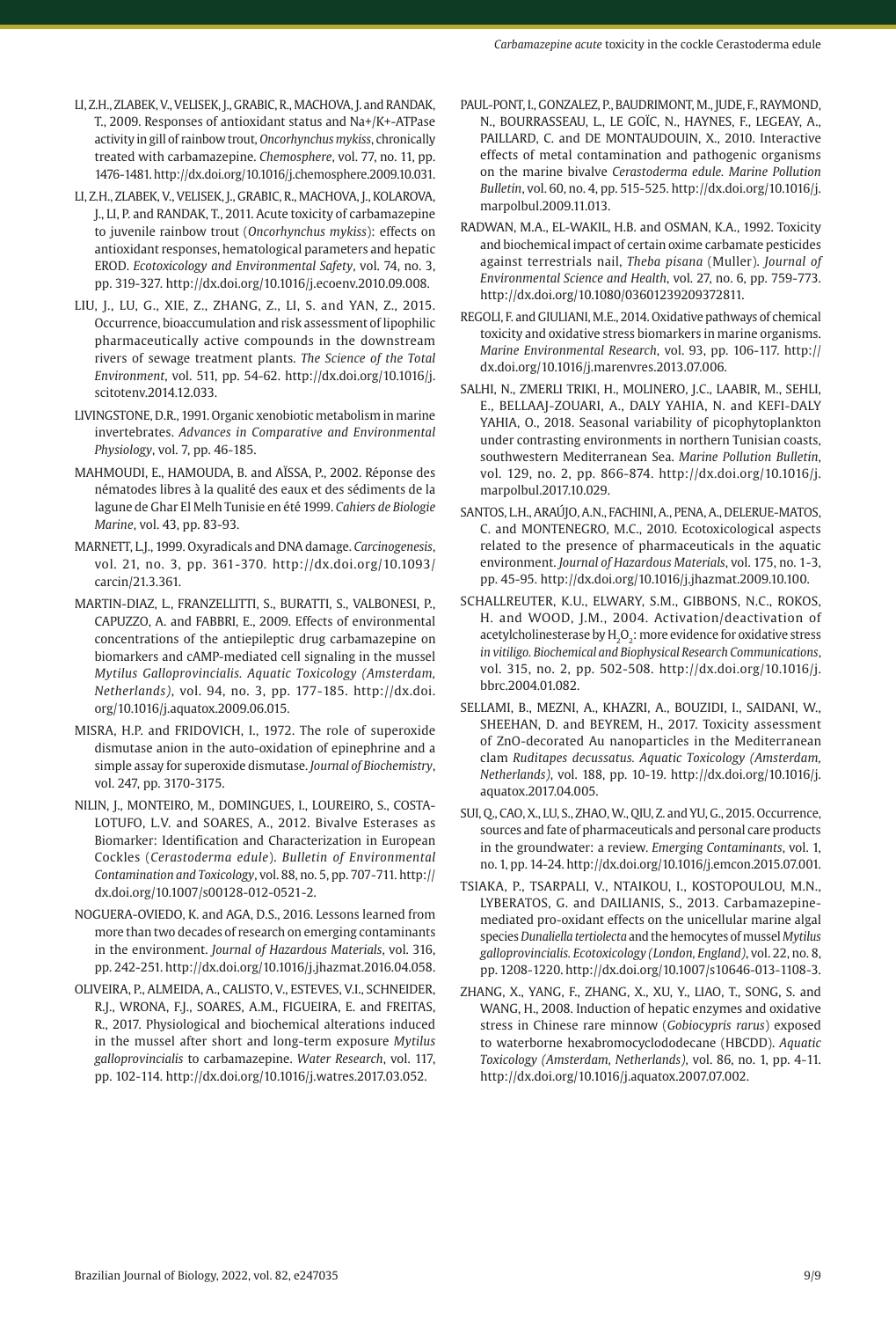LI, Z.H., ZLABEK, V., VELISEK, J., GRABIC, R., MACHOVA, J. and RANDAK, T., 2009. Responses of antioxidant status and Na+/K+-ATPase activity in gill of rainbow trout, *Oncorhynchus mykiss*, chronically treated with carbamazepine. *Chemosphere*, vol. 77, no. 11, pp. 1476-1481. http://dx.doi.org/10.1016/j.chemosphere.2009.10.031.

LI, Z.H., ZLABEK, V., VELISEK, J., GRABIC, R., MACHOVA, J., KOLAROVA, J., LI, P. and RANDAK, T., 2011. Acute toxicity of carbamazepine to juvenile rainbow trout (*Oncorhynchus mykiss*): effects on antioxidant responses, hematological parameters and hepatic EROD. *Ecotoxicology and Environmental Safety*, vol. 74, no. 3, pp. 319-327. http://dx.doi.org/10.1016/j.ecoenv.2010.09.008.

LIU, J., LU, G., XIE, Z., ZHANG, Z., LI, S. and YAN, Z., 2015. Occurrence, bioaccumulation and risk assessment of lipophilic pharmaceutically active compounds in the downstream rivers of sewage treatment plants. *The Science of the Total Environment*, vol. 511, pp. 54-62. http://dx.doi.org/10.1016/j.scitotenv.2014.12.033.

LIVINGSTONE, D.R., 1991. Organic xenobiotic metabolism in marine invertebrates. *Advances in Comparative and Environmental Physiology*, vol. 7, pp. 46-185.

MAHMOUDI, E., HAMOUDA, B. and AÏSSA, P., 2002. Réponse des nématodes libres à la qualité des eaux et des sédiments de la lagune de Ghar El Melh Tunisie en été 1999. *Cahiers de Biologie Marine*, vol. 43, pp. 83-93.

MARNETT, L.J., 1999. Oxyradicals and DNA damage. *Carcinogenesis*, vol. 21, no. 3, pp. 361-370. http://dx.doi.org/10.1093/carcin/21.3.361.

MARTIN-DIAZ, L., FRANZELLITTI, S., BURATTI, S., VALBONESI, P., CAPUZZO, A. and FABBRI, E., 2009. Effects of environmental concentrations of the antiepileptic drug carbamazepine on biomarkers and cAMP-mediated cell signaling in the mussel *Mytilus Galloprovincialis*. *Aquatic Toxicology (Amsterdam, Netherlands)*, vol. 94, no. 3, pp. 177-185. http://dx.doi.org/10.1016/j.aquatox.2009.06.015.

MISRA, H.P. and FRIDOVICH, I., 1972. The role of superoxide dismutase anion in the auto-oxidation of epinephrine and a simple assay for superoxide dismutase. *Journal of Biochemistry*, vol. 247, pp. 3170-3175.

NILIN, J., MONTEIRO, M., DOMINGUES, I., LOUREIRO, S., COSTA-LOTUFO, L.V. and SOARES, A., 2012. Bivalve Esterases as Biomarker: Identification and Characterization in European Cockles (*Cerastoderma edule*). *Bulletin of Environmental Contamination and Toxicology*, vol. 88, no. 5, pp. 707-711. http://dx.doi.org/10.1007/s00128-012-0521-2.

NOGUERA-OVIEDO, K. and AGA, D.S., 2016. Lessons learned from more than two decades of research on emerging contaminants in the environment. *Journal of Hazardous Materials*, vol. 316, pp. 242-251. http://dx.doi.org/10.1016/j.jhazmat.2016.04.058.

OLIVEIRA, P., ALMEIDA, A., CALISTO, V., ESTEVES, V.I., SCHNEIDER, R.J., WRONA, F.J., SOARES, A.M., FIGUEIRA, E. and FREITAS, R., 2017. Physiological and biochemical alterations induced in the mussel after short and long-term exposure *Mytilus galloprovincialis* to carbamazepine. *Water Research*, vol. 117, pp. 102-114. http://dx.doi.org/10.1016/j.watres.2017.03.052.

PAUL-PONT, I., GONZALEZ, P., BAUDRIMONT, M., JUDE, F., RAYMOND, N., BOURRASSEAU, L., LE GOÏC, N., HAYNES, F., LEGEAY, A., PAILLARD, C. and DE MONTAUDOUIN, X., 2010. Interactive effects of metal contamination and pathogenic organisms on the marine bivalve *Cerastoderma edule*. *Marine Pollution Bulletin*, vol. 60, no. 4, pp. 515-525. http://dx.doi.org/10.1016/j.marpolbul.2009.11.013.

RADWAN, M.A., EL-WAKIL, H.B. and OSMAN, K.A., 1992. Toxicity and biochemical impact of certain oxime carbamate pesticides against terrestrials nail, *Theba pisana* (Muller). *Journal of Environmental Science and Health*, vol. 27, no. 6, pp. 759-773. http://dx.doi.org/10.1080/03601239209372811.

REGOLI, F. and GIULIANI, M.E., 2014. Oxidative pathways of chemical toxicity and oxidative stress biomarkers in marine organisms. *Marine Environmental Research*, vol. 93, pp. 106-117. http://dx.doi.org/10.1016/j.marenvres.2013.07.006.

SALHI, N., ZMERLI TRIKI, H., MOLINERO, J.C., LAABIR, M., SEHLI, E., BELLAAJ-ZOUARI, A., DALY YAHIA, N. and KEFI-DALY YAHIA, O., 2018. Seasonal variability of picophytoplankton under contrasting environments in northern Tunisian coasts, southwestern Mediterranean Sea. *Marine Pollution Bulletin*, vol. 129, no. 2, pp. 866-874. http://dx.doi.org/10.1016/j.marpolbul.2017.10.029.

SANTOS, L.H., ARAÚJO, A.N., FACHINI, A., PENA, A., DELERUE-MATOS, C. and MONTENEGRO, M.C., 2010. Ecotoxicological aspects related to the presence of pharmaceuticals in the aquatic environment. *Journal of Hazardous Materials*, vol. 175, no. 1-3, pp. 45-95. http://dx.doi.org/10.1016/j.jhazmat.2009.10.100.

SCHALLREUTER, K.U., ELWARY, S.M., GIBBONS, N.C., ROKOS, H. and WOOD, J.M., 2004. Activation/deactivation of acetylcholinesterase by $H_2O_2$: more evidence for oxidative stress in vitiligo. *Biochemical and Biophysical Research Communications*, vol. 315, no. 2, pp. 502-508. http://dx.doi.org/10.1016/j.bbrc.2004.01.082.

SELLAMI, B., MEZNI, A., KHAZRI, A., BOUZIDI, I., SAIDANI, W., SHEEHAN, D. and BEYREM, H., 2017. Toxicity assessment of ZnO-decorated Au nanoparticles in the Mediterranean clam *Ruditapes decussatus*. *Aquatic Toxicology (Amsterdam, Netherlands)*, vol. 188, pp. 10-19. http://dx.doi.org/10.1016/j.aquatox.2017.04.005.

SUI, Q., CAO, X., LU, S., ZHAO, W., QIU, Z. and YU, G., 2015. Occurrence, sources and fate of pharmaceuticals and personal care products in the groundwater: a review. *Emerging Contaminants*, vol. 1, no. 1, pp. 14-24. http://dx.doi.org/10.1016/j.emcon.2015.07.001.

TSIAKA, P., TSARPALI, V., NTAIKOU, I., KOSTOPOULOU, M.N., LYBERATOS, G. and DAILIANIS, S., 2013. Carbamazepine-mediated pro-oxidant effects on the unicellular marine algal species *Dunaliella tertiolecta* and the hemocytes of mussel *Mytilus galloprovincialis*. *Ecotoxicology (London, England)*, vol. 22, no. 8, pp. 1208-1220. http://dx.doi.org/10.1007/s10646-013-1108-3.

ZHANG, X., YANG, F., ZHANG, X., XU, Y., LIAO, T., SONG, S. and WANG, H., 2008. Induction of hepatic enzymes and oxidative stress in Chinese rare minnow (*Gobiocypris rarus*) exposed to waterborne hexabromocyclododecane (HBCDD). *Aquatic Toxicology (Amsterdam, Netherlands)*, vol. 86, no. 1, pp. 4-11. http://dx.doi.org/10.1016/j.aquatox.2007.07.002.